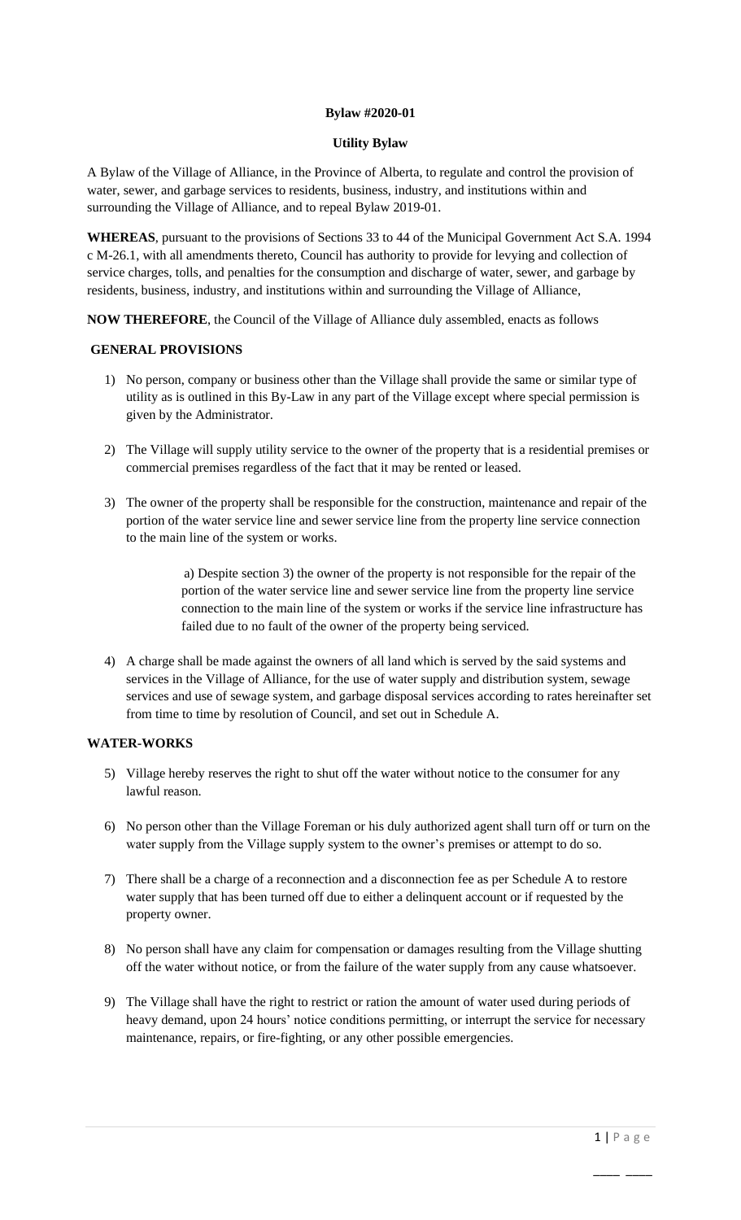**Bylaw #2020-01**

**Utility Bylaw**

A Bylaw of the Village of Alliance, in the Province of Alberta, to regulate and control the provision of water, sewer, and garbage services to residents, business, industry, and institutions within and surrounding the Village of Alliance, and to repeal Bylaw 2019-01.

**WHEREAS**, pursuant to the provisions of Sections 33 to 44 of the Municipal Government Act S.A. 1994 c M-26.1, with all amendments thereto, Council has authority to provide for levying and collection of service charges, tolls, and penalties for the consumption and discharge of water, sewer, and garbage by residents, business, industry, and institutions within and surrounding the Village of Alliance,

**NOW THEREFORE**, the Council of the Village of Alliance duly assembled, enacts as follows

**GENERAL PROVISIONS**

1) No person, company or business other than the Village shall provide the same or similar type of utility as is outlined in this By-Law in any part of the Village except where special permission is given by the Administrator.

2) The Village will supply utility service to the owner of the property that is a residential premises or commercial premises regardless of the fact that it may be rented or leased.

3) The owner of the property shall be responsible for the construction, maintenance and repair of the portion of the water service line and sewer service line from the property line service connection to the main line of the system or works.

   a) Despite section 3) the owner of the property is not responsible for the repair of the portion of the water service line and sewer service line from the property line service connection to the main line of the system or works if the service line infrastructure has failed due to no fault of the owner of the property being serviced.

4) A charge shall be made against the owners of all land which is served by the said systems and services in the Village of Alliance, for the use of water supply and distribution system, sewage services and use of sewage system, and garbage disposal services according to rates hereinafter set from time to time by resolution of Council, and set out in Schedule A.

**WATER-WORKS**

5) Village hereby reserves the right to shut off the water without notice to the consumer for any lawful reason.

6) No person other than the Village Foreman or his duly authorized agent shall turn off or turn on the water supply from the Village supply system to the owner's premises or attempt to do so.

7) There shall be a charge of a reconnection and a disconnection fee as per Schedule A to restore water supply that has been turned off due to either a delinquent account or if requested by the property owner.

8) No person shall have any claim for compensation or damages resulting from the Village shutting off the water without notice, or from the failure of the water supply from any cause whatsoever.

9) The Village shall have the right to restrict or ration the amount of water used during periods of heavy demand, upon 24 hours' notice conditions permitting, or interrupt the service for necessary maintenance, repairs, or fire-fighting, or any other possible emergencies.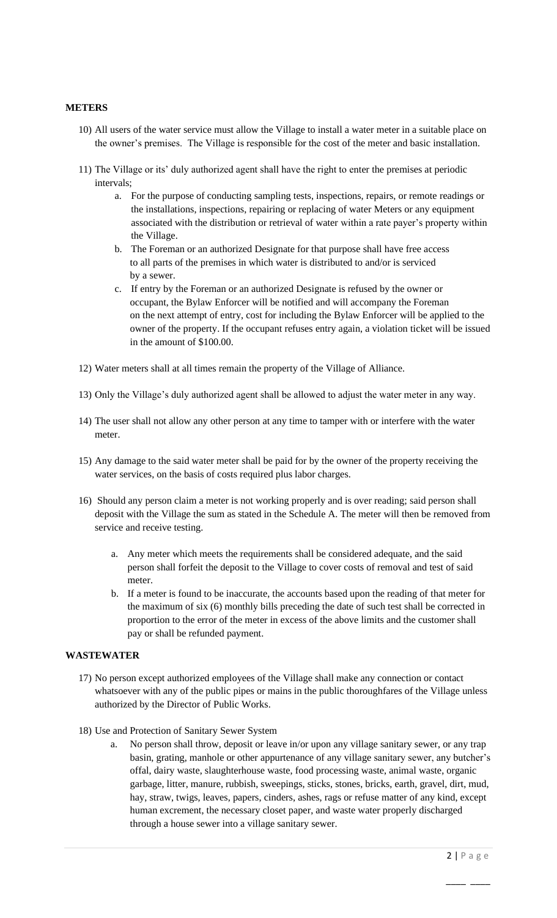**METERS**

10) All users of the water service must allow the Village to install a water meter in a suitable place on the owner's premises. The Village is responsible for the cost of the meter and basic installation.

11) The Village or its' duly authorized agent shall have the right to enter the premises at periodic intervals;
    a. For the purpose of conducting sampling tests, inspections, repairs, or remote readings or the installations, inspections, repairing or replacing of water Meters or any equipment associated with the distribution or retrieval of water within a rate payer's property within the Village.
    b. The Foreman or an authorized Designate for that purpose shall have free access to all parts of the premises in which water is distributed to and/or is serviced by a sewer.
    c. If entry by the Foreman or an authorized Designate is refused by the owner or occupant, the Bylaw Enforcer will be notified and will accompany the Foreman on the next attempt of entry, cost for including the Bylaw Enforcer will be applied to the owner of the property. If the occupant refuses entry again, a violation ticket will be issued in the amount of $100.00.

12) Water meters shall at all times remain the property of the Village of Alliance.

13) Only the Village's duly authorized agent shall be allowed to adjust the water meter in any way.

14) The user shall not allow any other person at any time to tamper with or interfere with the water meter.

15) Any damage to the said water meter shall be paid for by the owner of the property receiving the water services, on the basis of costs required plus labor charges.

16) Should any person claim a meter is not working properly and is over reading; said person shall deposit with the Village the sum as stated in the Schedule A. The meter will then be removed from service and receive testing.
    a. Any meter which meets the requirements shall be considered adequate, and the said person shall forfeit the deposit to the Village to cover costs of removal and test of said meter.
    b. If a meter is found to be inaccurate, the accounts based upon the reading of that meter for the maximum of six (6) monthly bills preceding the date of such test shall be corrected in proportion to the error of the meter in excess of the above limits and the customer shall pay or shall be refunded payment.

**WASTEWATER**

17) No person except authorized employees of the Village shall make any connection or contact whatsoever with any of the public pipes or mains in the public thoroughfares of the Village unless authorized by the Director of Public Works.

18) Use and Protection of Sanitary Sewer System
    a. No person shall throw, deposit or leave in/or upon any village sanitary sewer, or any trap basin, grating, manhole or other appurtenance of any village sanitary sewer, any butcher's offal, dairy waste, slaughterhouse waste, food processing waste, animal waste, organic garbage, litter, manure, rubbish, sweepings, sticks, stones, bricks, earth, gravel, dirt, mud, hay, straw, twigs, leaves, papers, cinders, ashes, rags or refuse matter of any kind, except human excrement, the necessary closet paper, and waste water properly discharged through a house sewer into a village sanitary sewer.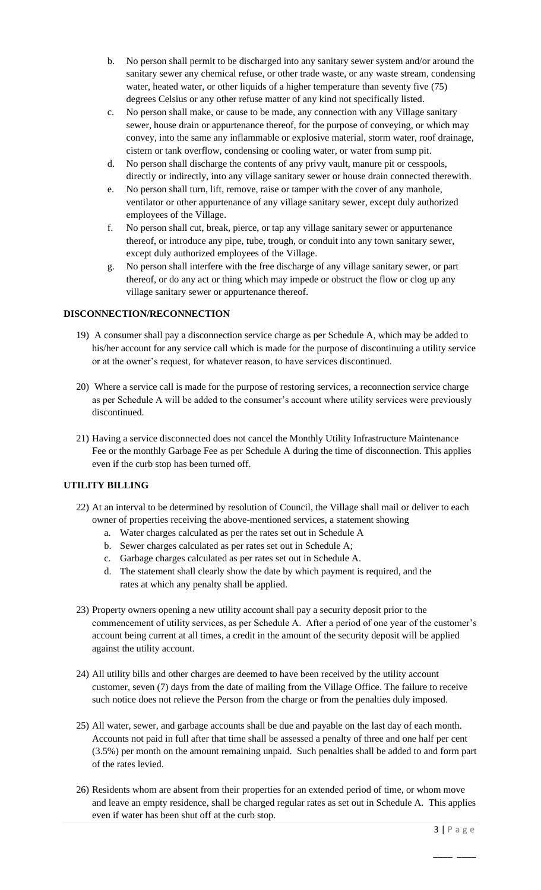b. No person shall permit to be discharged into any sanitary sewer system and/or around the sanitary sewer any chemical refuse, or other trade waste, or any waste stream, condensing water, heated water, or other liquids of a higher temperature than seventy five (75) degrees Celsius or any other refuse matter of any kind not specifically listed.

c. No person shall make, or cause to be made, any connection with any Village sanitary sewer, house drain or appurtenance thereof, for the purpose of conveying, or which may convey, into the same any inflammable or explosive material, storm water, roof drainage, cistern or tank overflow, condensing or cooling water, or water from sump pit.

d. No person shall discharge the contents of any privy vault, manure pit or cesspools, directly or indirectly, into any village sanitary sewer or house drain connected therewith.

e. No person shall turn, lift, remove, raise or tamper with the cover of any manhole, ventilator or other appurtenance of any village sanitary sewer, except duly authorized employees of the Village.

f. No person shall cut, break, pierce, or tap any village sanitary sewer or appurtenance thereof, or introduce any pipe, tube, trough, or conduit into any town sanitary sewer, except duly authorized employees of the Village.

g. No person shall interfere with the free discharge of any village sanitary sewer, or part thereof, or do any act or thing which may impede or obstruct the flow or clog up any village sanitary sewer or appurtenance thereof.

**DISCONNECTION/RECONNECTION**

19) A consumer shall pay a disconnection service charge as per Schedule A, which may be added to his/her account for any service call which is made for the purpose of discontinuing a utility service or at the owner's request, for whatever reason, to have services discontinued.

20) Where a service call is made for the purpose of restoring services, a reconnection service charge as per Schedule A will be added to the consumer's account where utility services were previously discontinued.

21) Having a service disconnected does not cancel the Monthly Utility Infrastructure Maintenance Fee or the monthly Garbage Fee as per Schedule A during the time of disconnection. This applies even if the curb stop has been turned off.

**UTILITY BILLING**

22) At an interval to be determined by resolution of Council, the Village shall mail or deliver to each owner of properties receiving the above-mentioned services, a statement showing
   a. Water charges calculated as per the rates set out in Schedule A
   b. Sewer charges calculated as per rates set out in Schedule A;
   c. Garbage charges calculated as per rates set out in Schedule A.
   d. The statement shall clearly show the date by which payment is required, and the rates at which any penalty shall be applied.

23) Property owners opening a new utility account shall pay a security deposit prior to the commencement of utility services, as per Schedule A. After a period of one year of the customer's account being current at all times, a credit in the amount of the security deposit will be applied against the utility account.

24) All utility bills and other charges are deemed to have been received by the utility account customer, seven (7) days from the date of mailing from the Village Office. The failure to receive such notice does not relieve the Person from the charge or from the penalties duly imposed.

25) All water, sewer, and garbage accounts shall be due and payable on the last day of each month. Accounts not paid in full after that time shall be assessed a penalty of three and one half per cent (3.5%) per month on the amount remaining unpaid. Such penalties shall be added to and form part of the rates levied.

26) Residents whom are absent from their properties for an extended period of time, or whom move and leave an empty residence, shall be charged regular rates as set out in Schedule A. This applies even if water has been shut off at the curb stop.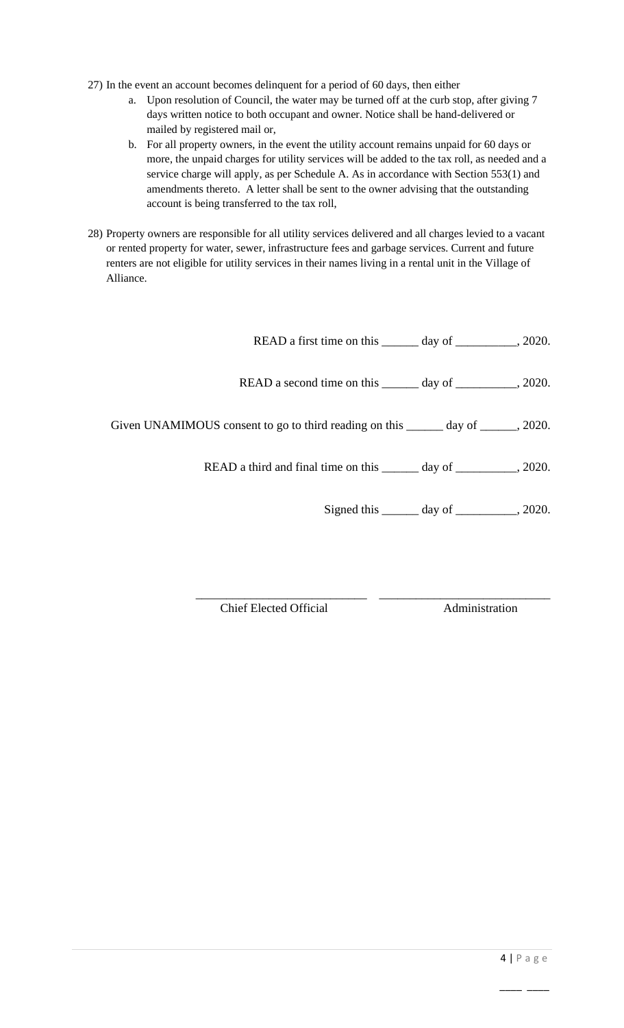27) In the event an account becomes delinquent for a period of 60 days, then either

    a. Upon resolution of Council, the water may be turned off at the curb stop, after giving 7 days written notice to both occupant and owner. Notice shall be hand-delivered or mailed by registered mail or,
    b. For all property owners, in the event the utility account remains unpaid for 60 days or more, the unpaid charges for utility services will be added to the tax roll, as needed and a service charge will apply, as per Schedule A. As in accordance with Section 553(1) and amendments thereto. A letter shall be sent to the owner advising that the outstanding account is being transferred to the tax roll,

28) Property owners are responsible for all utility services delivered and all charges levied to a vacant or rented property for water, sewer, infrastructure fees and garbage services. Current and future renters are not eligible for utility services in their names living in a rental unit in the Village of Alliance.

READ a first time on this ______ day of __________, 2020.

READ a second time on this ______ day of __________, 2020.

Given UNAMIMOUS consent to go to third reading on this ______ day of ______, 2020.

READ a third and final time on this ______ day of __________, 2020.

Signed this ______ day of __________, 2020.

____________________________ ____________________________

Chief Elected Official Administration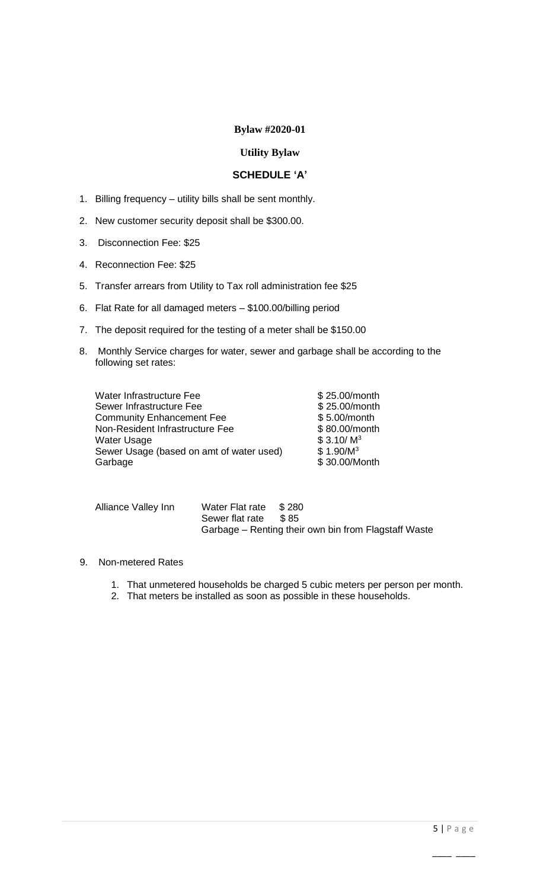**Bylaw #2020-01**

**Utility Bylaw**

## SCHEDULE 'A'

1. Billing frequency – utility bills shall be sent monthly.
2. New customer security deposit shall be $300.00.
3. Disconnection Fee: $25
4. Reconnection Fee: $25
5. Transfer arrears from Utility to Tax roll administration fee $25
6. Flat Rate for all damaged meters – $100.00/billing period
7. The deposit required for the testing of a meter shall be $150.00
8. Monthly Service charges for water, sewer and garbage shall be according to the following set rates:

| | |
|---|---|
| Water Infrastructure Fee | $ 25.00/month |
| Sewer Infrastructure Fee | $ 25.00/month |
| Community Enhancement Fee | $ 5.00/month |
| Non-Resident Infrastructure Fee | $ 80.00/month |
| Water Usage | $ 3.10/ $M^3$ |
| Sewer Usage (based on amt of water used) | $ 1.90/$M^3$ |
| Garbage | $ 30.00/Month |

| | | |
|---|---|---|
| Alliance Valley Inn | Water Flat rate | $ 280 |
| | Sewer flat rate | $ 85 |
| | Garbage – Renting their own bin from Flagstaff Waste | |

9. Non-metered Rates
   1. That unmetered households be charged 5 cubic meters per person per month.
   2. That meters be installed as soon as possible in these households.